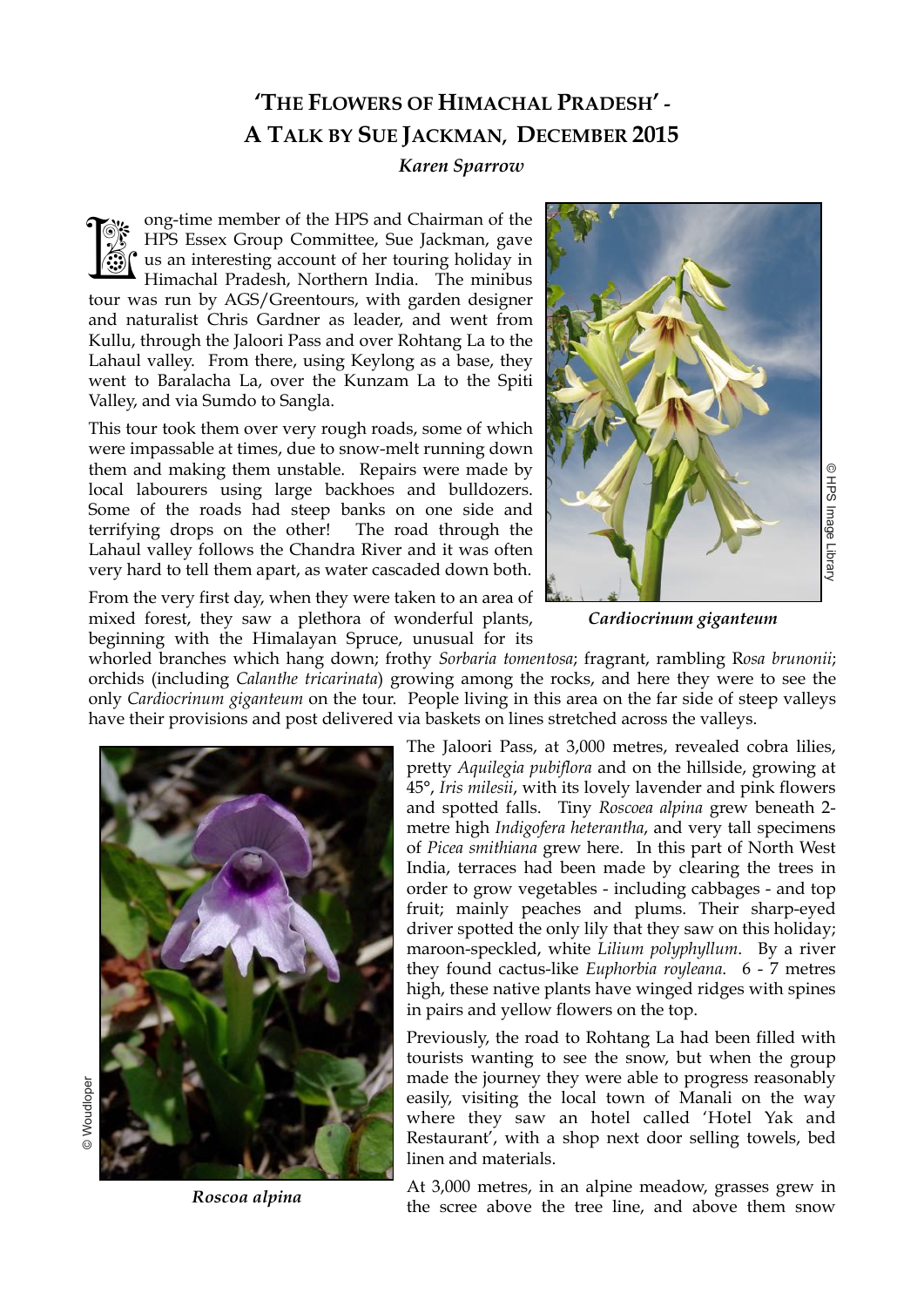# 'The Flowers of Himachal Pradesh' - A Talk by Sue Jackman, December 2015

***Karen Sparrow***

Long-time member of the HPS and Chairman of the HPS Essex Group Committee, Sue Jackman, gave us an interesting account of her touring holiday in Himachal Pradesh, Northern India. The minibus tour was run by AGS/Greentours, with garden designer and naturalist Chris Gardner as leader, and went from Kullu, through the Jaloori Pass and over Rohtang La to the Lahaul valley. From there, using Keylong as a base, they went to Baralacha La, over the Kunzam La to the Spiti Valley, and via Sumdo to Sangla.

This tour took them over very rough roads, some of which were impassable at times, due to snow-melt running down them and making them unstable. Repairs were made by local labourers using large backhoes and bulldozers. Some of the roads had steep banks on one side and terrifying drops on the other! The road through the Lahaul valley follows the Chandra River and it was often very hard to tell them apart, as water cascaded down both.

From the very first day, when they were taken to an area of mixed forest, they saw a plethora of wonderful plants, beginning with the Himalayan Spruce, unusual for its whorled branches which hang down; frothy *Sorbaria tomentosa*; fragrant, rambling R*osa brunonii*; orchids (including *Calanthe tricarinata*) growing among the rocks, and here they were to see the only *Cardiocrinum giganteum* on the tour. People living in this area on the far side of steep valleys have their provisions and post delivered via baskets on lines stretched across the valleys.

© HPS Image Library

***Cardiocrinum giganteum***

The Jaloori Pass, at 3,000 metres, revealed cobra lilies, pretty *Aquilegia pubiflora* and on the hillside, growing at 45°, *Iris milesii*, with its lovely lavender and pink flowers and spotted falls. Tiny *Roscoea alpina* grew beneath 2-metre high *Indigofera heterantha*, and very tall specimens of *Picea smithiana* grew here. In this part of North West India, terraces had been made by clearing the trees in order to grow vegetables - including cabbages - and top fruit; mainly peaches and plums. Their sharp-eyed driver spotted the only lily that they saw on this holiday; maroon-speckled, white *Lilium polyphyllum*. By a river they found cactus-like *Euphorbia royleana*. 6 - 7 metres high, these native plants have winged ridges with spines in pairs and yellow flowers on the top.

© Woudloper

***Roscoa alpina***

Previously, the road to Rohtang La had been filled with tourists wanting to see the snow, but when the group made the journey they were able to progress reasonably easily, visiting the local town of Manali on the way where they saw an hotel called 'Hotel Yak and Restaurant', with a shop next door selling towels, bed linen and materials.

At 3,000 metres, in an alpine meadow, grasses grew in the scree above the tree line, and above them snow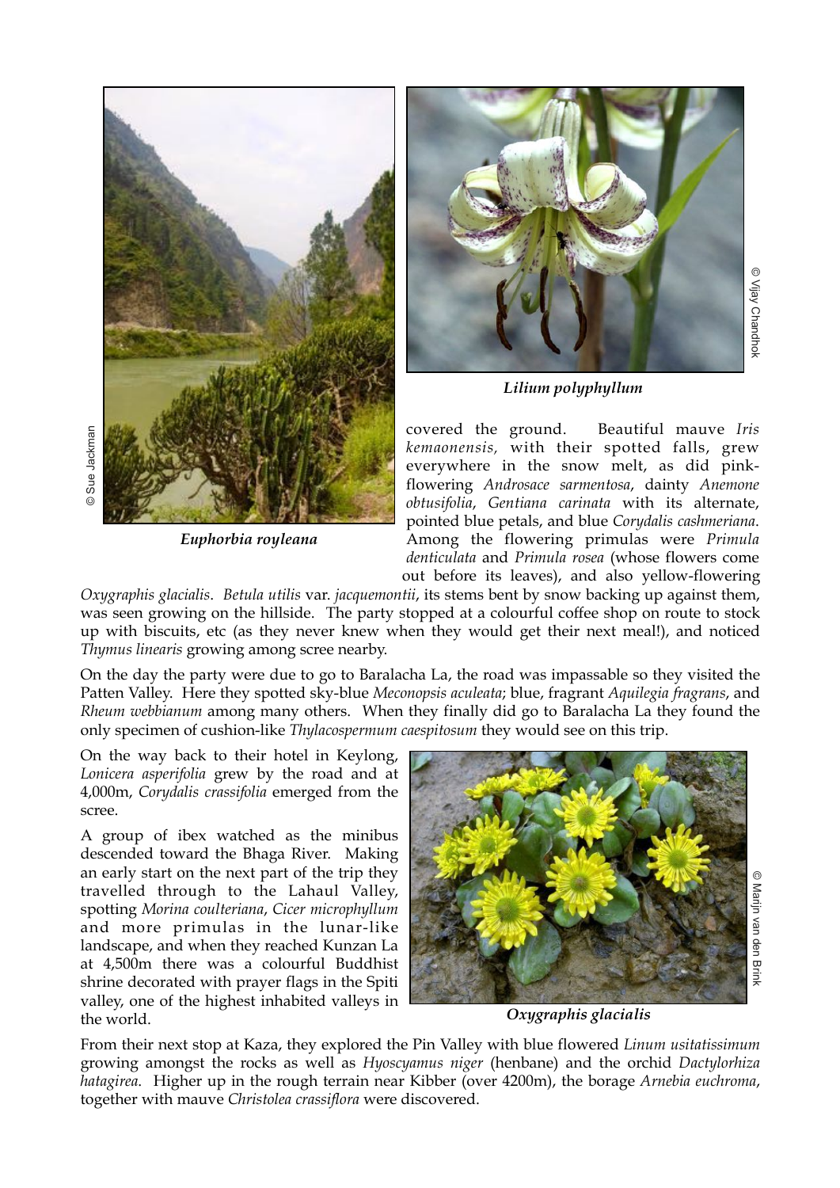*Euphorbia royleana*

*Lilium polyphyllum*

covered the ground. Beautiful mauve *Iris kemaonensis,* with their spotted falls, grew everywhere in the snow melt, as did pink-flowering *Androsace sarmentosa*, dainty *Anemone obtusifolia*, *Gentiana carinata* with its alternate, pointed blue petals, and blue *Corydalis cashmeriana*. Among the flowering primulas were *Primula denticulata* and *Primula rosea* (whose flowers come out before its leaves), and also yellow-flowering *Oxygraphis glacialis*. *Betula utilis* var. *jacquemontii*, its stems bent by snow backing up against them, was seen growing on the hillside. The party stopped at a colourful coffee shop on route to stock up with biscuits, etc (as they never knew when they would get their next meal!), and noticed *Thymus linearis* growing among scree nearby.

On the day the party were due to go to Baralacha La, the road was impassable so they visited the Patten Valley. Here they spotted sky-blue *Meconopsis aculeata*; blue, fragrant *Aquilegia fragrans*, and *Rheum webbianum* among many others. When they finally did go to Baralacha La they found the only specimen of cushion-like *Thylacospermum caespitosum* they would see on this trip.

On the way back to their hotel in Keylong, *Lonicera asperifolia* grew by the road and at 4,000m, *Corydalis crassifolia* emerged from the scree.

A group of ibex watched as the minibus descended toward the Bhaga River. Making an early start on the next part of the trip they travelled through to the Lahaul Valley, spotting *Morina coulteriana*, *Cicer microphyllum* and more primulas in the lunar-like landscape, and when they reached Kunzan La at 4,500m there was a colourful Buddhist shrine decorated with prayer flags in the Spiti valley, one of the highest inhabited valleys in the world.

*Oxygraphis glacialis*

From their next stop at Kaza, they explored the Pin Valley with blue flowered *Linum usitatissimum* growing amongst the rocks as well as *Hyoscyamus niger* (henbane) and the orchid *Dactylorhiza hatagirea*. Higher up in the rough terrain near Kibber (over 4200m), the borage *Arnebia euchroma*, together with mauve *Christolea crassiflora* were discovered.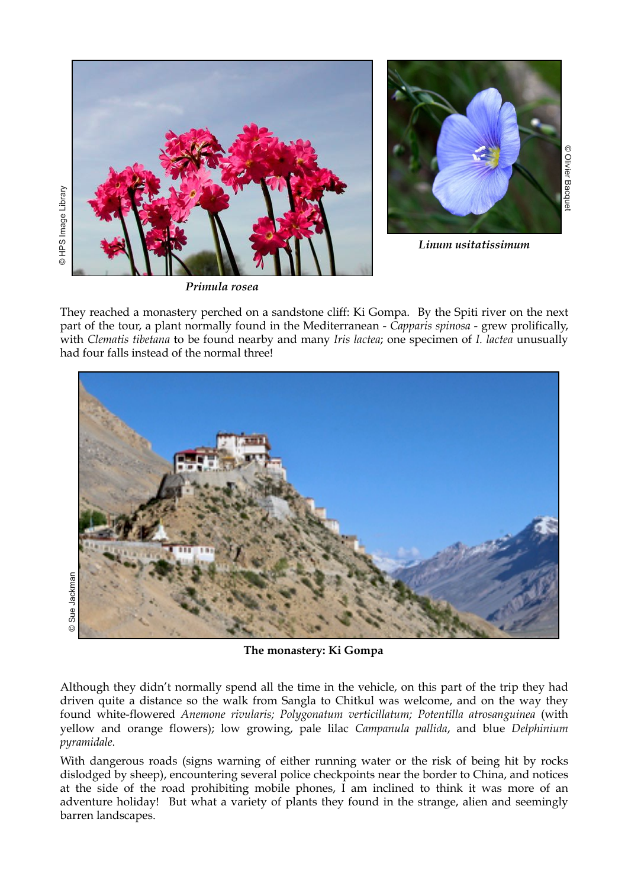*Primula rosea*

*Linum usitatissimum*

They reached a monastery perched on a sandstone cliff: Ki Gompa. By the Spiti river on the next part of the tour, a plant normally found in the Mediterranean - *Capparis spinosa* - grew prolifically, with *Clematis tibetana* to be found nearby and many *Iris lactea*; one specimen of *I. lactea* unusually had four falls instead of the normal three!

**The monastery: Ki Gompa**

Although they didn't normally spend all the time in the vehicle, on this part of the trip they had driven quite a distance so the walk from Sangla to Chitkul was welcome, and on the way they found white-flowered *Anemone rivularis; Polygonatum verticillatum; Potentilla atrosanguinea* (with yellow and orange flowers); low growing, pale lilac *Campanula pallida*, and blue *Delphinium pyramidale*.

With dangerous roads (signs warning of either running water or the risk of being hit by rocks dislodged by sheep), encountering several police checkpoints near the border to China, and notices at the side of the road prohibiting mobile phones, I am inclined to think it was more of an adventure holiday! But what a variety of plants they found in the strange, alien and seemingly barren landscapes.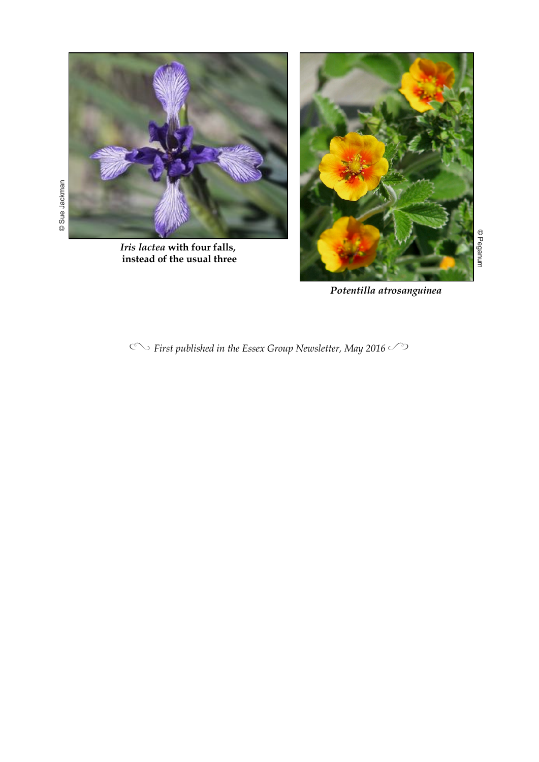*Iris lactea* **with four falls, instead of the usual three**

© Sue Jackman

***Potentilla atrosanguinea***

© Peganum

*First published in the Essex Group Newsletter, May 2016*